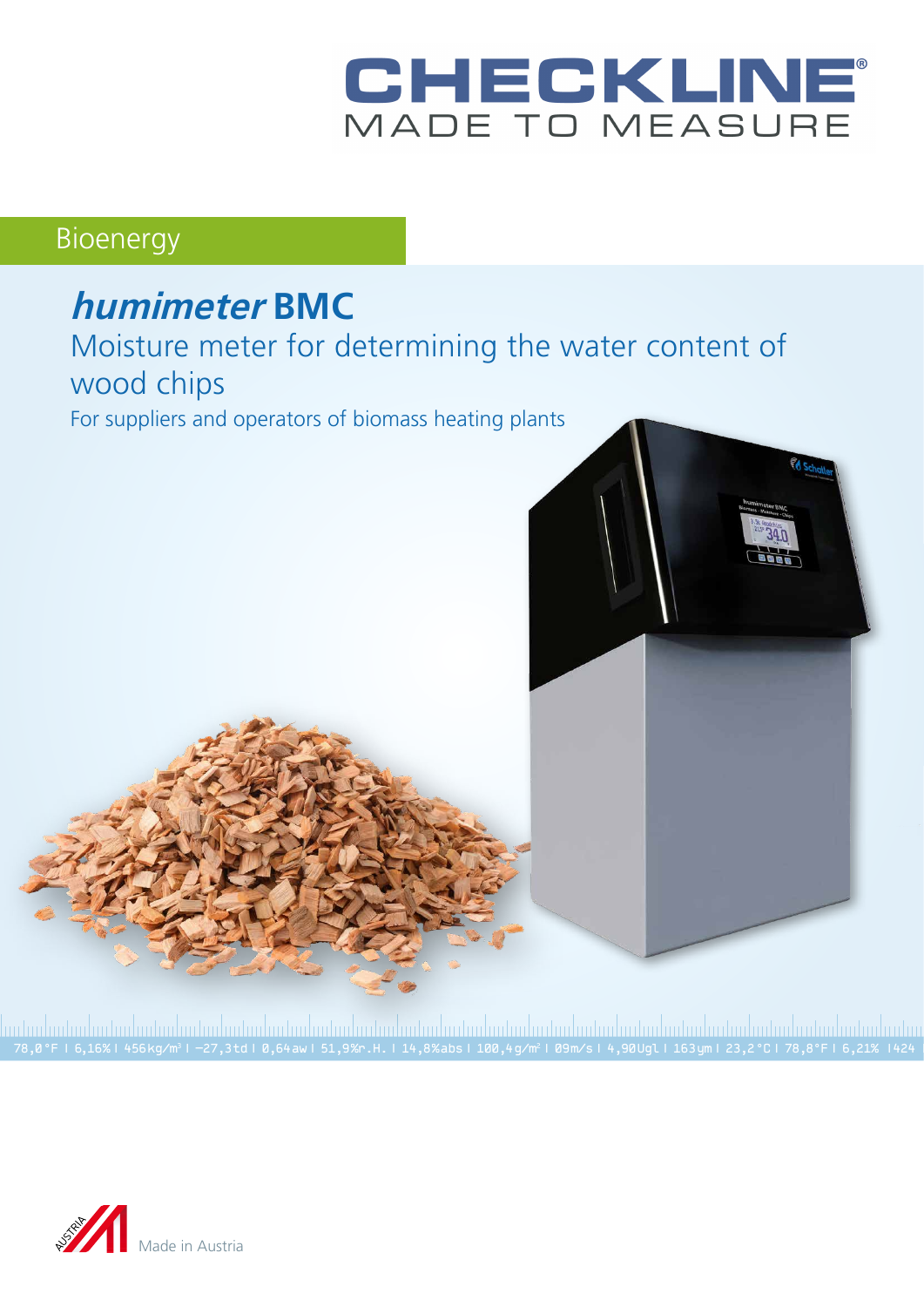CHECKLINE®
MADE TO MEASURE

Bioenergy

# *humimeter* BMC

## Moisture meter for determining the water content of wood chips

For suppliers and operators of biomass heating plants

78,0°F I 6,16% I 456kg/m³ I -27,3td I 0,64aw I 51,9%r.H. I 14,8%abs I 100,4g/m² I 09m/s I 4,90Ugl I 163ym I 23,2°C I 78,8°F I 6,21% I424

Made in Austria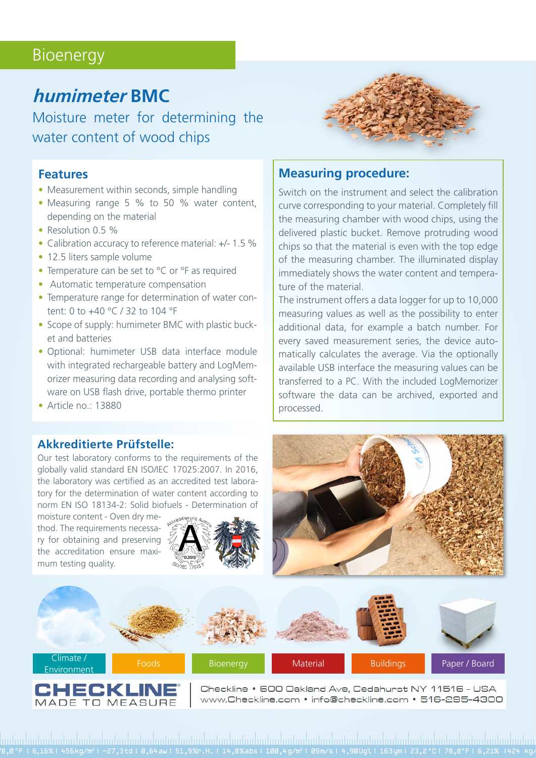# Bioenergy

## *humimeter* BMC

Moisture meter for determining the water content of wood chips

### Features

- Measurement within seconds, simple handling
- Measuring range 5 % to 50 % water content, depending on the material
- Resolution 0.5 %
- Calibration accuracy to reference material: +/- 1.5 %
- 12.5 liters sample volume
- Temperature can be set to °C or °F as required
- Automatic temperature compensation
- Temperature range for determination of water content: 0 to +40 °C / 32 to 104 °F
- Scope of supply: humimeter BMC with plastic bucket and batteries
- Optional: humimeter USB data interface module with integrated rechargeable battery and LogMemorizer measuring data recording and analysing software on USB flash drive, portable thermo printer
- Article no.: 13880

### Measuring procedure:

Switch on the instrument and select the calibration curve corresponding to your material. Completely fill the measuring chamber with wood chips, using the delivered plastic bucket. Remove protruding wood chips so that the material is even with the top edge of the measuring chamber. The illuminated display immediately shows the water content and temperature of the material.

The instrument offers a data logger for up to 10,000 measuring values as well as the possibility to enter additional data, for example a batch number. For every saved measurement series, the device automatically calculates the average. Via the optionally available USB interface the measuring values can be transferred to a PC. With the included LogMemorizer software the data can be archived, exported and processed.

### Akkreditierte Prüfstelle:

Our test laboratory conforms to the requirements of the globally valid standard EN ISO/IEC 17025:2007. In 2016, the laboratory was certified as an accredited test laboratory for the determination of water content according to norm EN ISO 18134-2: Solid biofuels - Determination of moisture content - Oven dry method. The requirements necessary for obtaining and preserving the accreditation ensure maximum testing quality.

Climate / Environment | Foods | Bioenergy | Material | Buildings | Paper / Board

CHECKLINE® MADE TO MEASURE

Checkline • 600 Oakland Ave, Cedarhurst NY 11516 - USA
www.Checkline.com • info@checkline.com • 516-295-4300